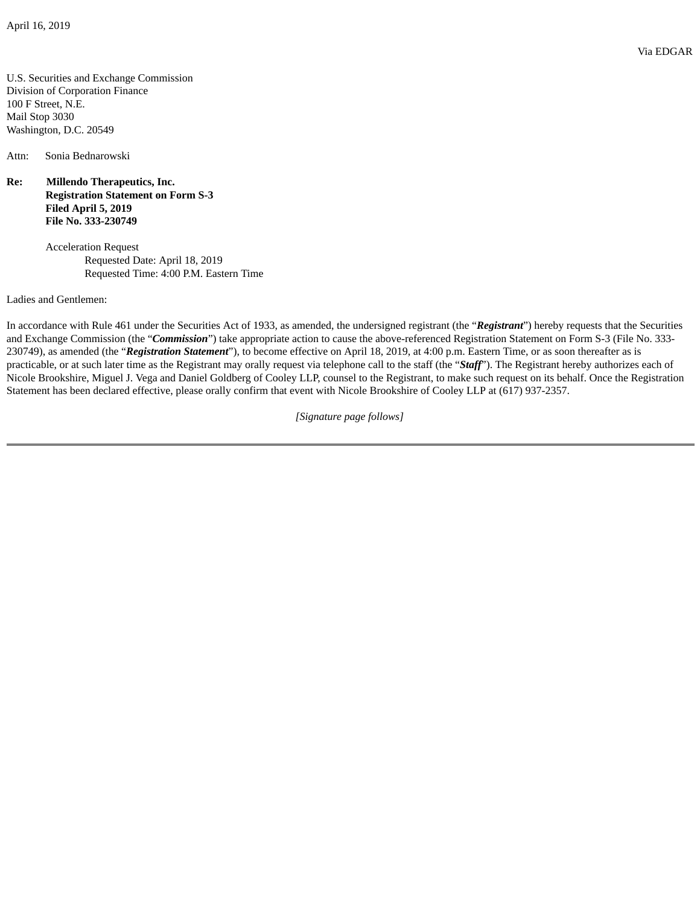April 16, 2019

Via EDGAR

U.S. Securities and Exchange Commission
Division of Corporation Finance
100 F Street, N.E.
Mail Stop 3030
Washington, D.C. 20549

Attn: Sonia Bednarowski

**Re: Millendo Therapeutics, Inc.**
**Registration Statement on Form S-3**
**Filed April 5, 2019**
**File No. 333-230749**

Acceleration Request
Requested Date: April 18, 2019
Requested Time: 4:00 P.M. Eastern Time

Ladies and Gentlemen:

In accordance with Rule 461 under the Securities Act of 1933, as amended, the undersigned registrant (the "***Registrant***") hereby requests that the Securities and Exchange Commission (the "***Commission***") take appropriate action to cause the above-referenced Registration Statement on Form S-3 (File No. 333-230749), as amended (the "***Registration Statement***"), to become effective on April 18, 2019, at 4:00 p.m. Eastern Time, or as soon thereafter as is practicable, or at such later time as the Registrant may orally request via telephone call to the staff (the "***Staff***"). The Registrant hereby authorizes each of Nicole Brookshire, Miguel J. Vega and Daniel Goldberg of Cooley LLP, counsel to the Registrant, to make such request on its behalf. Once the Registration Statement has been declared effective, please orally confirm that event with Nicole Brookshire of Cooley LLP at (617) 937-2357.

*[Signature page follows]*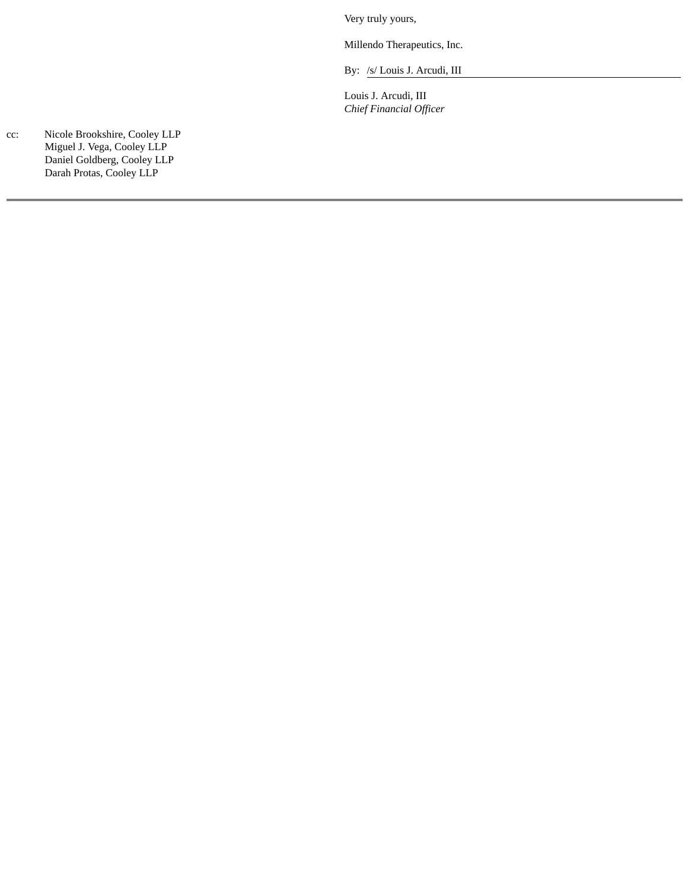Very truly yours,

Millendo Therapeutics, Inc.

By: /s/ Louis J. Arcudi, III

Louis J. Arcudi, III
*Chief Financial Officer*

cc: Nicole Brookshire, Cooley LLP
Miguel J. Vega, Cooley LLP
Daniel Goldberg, Cooley LLP
Darah Protas, Cooley LLP